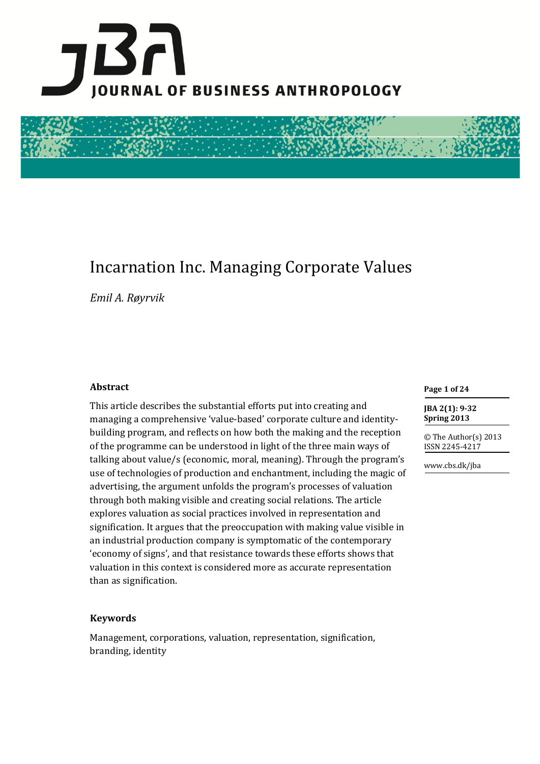# Incarnation Inc. Managing Corporate Values

*Emil A. Røyrvik*

## Abstract

This article describes the substantial efforts put into creating and managing a comprehensive 'value-based' corporate culture and identity-building program, and reflects on how both the making and the reception of the programme can be understood in light of the three main ways of talking about value/s (economic, moral, meaning). Through the program's use of technologies of production and enchantment, including the magic of advertising, the argument unfolds the program's processes of valuation through both making visible and creating social relations. The article explores valuation as social practices involved in representation and signification. It argues that the preoccupation with making value visible in an industrial production company is symptomatic of the contemporary 'economy of signs', and that resistance towards these efforts shows that valuation in this context is considered more as accurate representation than as signification.

## Keywords

Management, corporations, valuation, representation, signification, branding, identity

© The Author(s) 2013
ISSN 2245-4217

www.cbs.dk/jba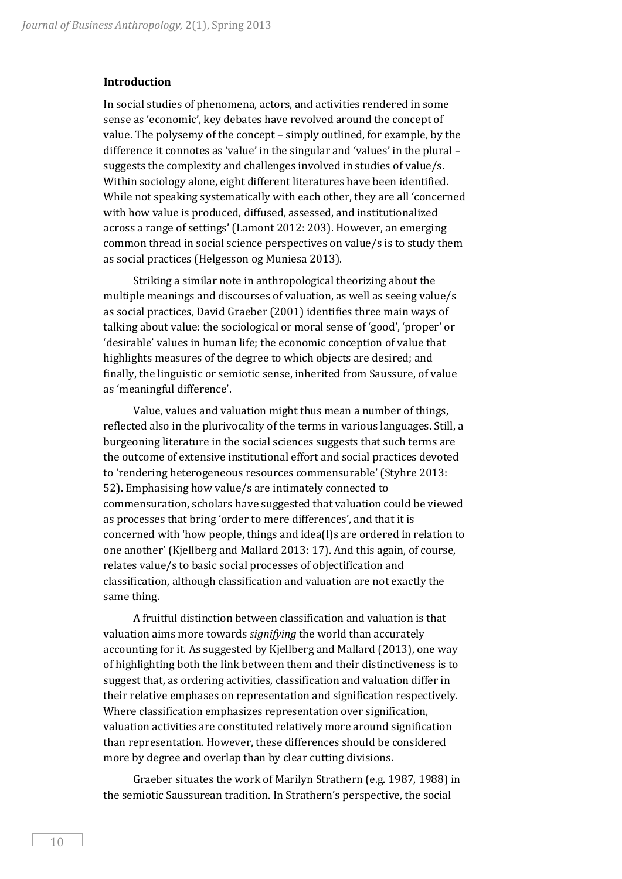## Introduction

In social studies of phenomena, actors, and activities rendered in some sense as 'economic', key debates have revolved around the concept of value. The polysemy of the concept – simply outlined, for example, by the difference it connotes as 'value' in the singular and 'values' in the plural – suggests the complexity and challenges involved in studies of value/s. Within sociology alone, eight different literatures have been identified. While not speaking systematically with each other, they are all 'concerned with how value is produced, diffused, assessed, and institutionalized across a range of settings' (Lamont 2012: 203). However, an emerging common thread in social science perspectives on value/s is to study them as social practices (Helgesson og Muniesa 2013).

Striking a similar note in anthropological theorizing about the multiple meanings and discourses of valuation, as well as seeing value/s as social practices, David Graeber (2001) identifies three main ways of talking about value: the sociological or moral sense of 'good', 'proper' or 'desirable' values in human life; the economic conception of value that highlights measures of the degree to which objects are desired; and finally, the linguistic or semiotic sense, inherited from Saussure, of value as 'meaningful difference'.

Value, values and valuation might thus mean a number of things, reflected also in the plurivocality of the terms in various languages. Still, a burgeoning literature in the social sciences suggests that such terms are the outcome of extensive institutional effort and social practices devoted to 'rendering heterogeneous resources commensurable' (Styhre 2013: 52). Emphasising how value/s are intimately connected to commensuration, scholars have suggested that valuation could be viewed as processes that bring 'order to mere differences', and that it is concerned with 'how people, things and idea(l)s are ordered in relation to one another' (Kjellberg and Mallard 2013: 17). And this again, of course, relates value/s to basic social processes of objectification and classification, although classification and valuation are not exactly the same thing.

A fruitful distinction between classification and valuation is that valuation aims more towards *signifying* the world than accurately accounting for it. As suggested by Kjellberg and Mallard (2013), one way of highlighting both the link between them and their distinctiveness is to suggest that, as ordering activities, classification and valuation differ in their relative emphases on representation and signification respectively. Where classification emphasizes representation over signification, valuation activities are constituted relatively more around signification than representation. However, these differences should be considered more by degree and overlap than by clear cutting divisions.

Graeber situates the work of Marilyn Strathern (e.g. 1987, 1988) in the semiotic Saussurean tradition. In Strathern's perspective, the social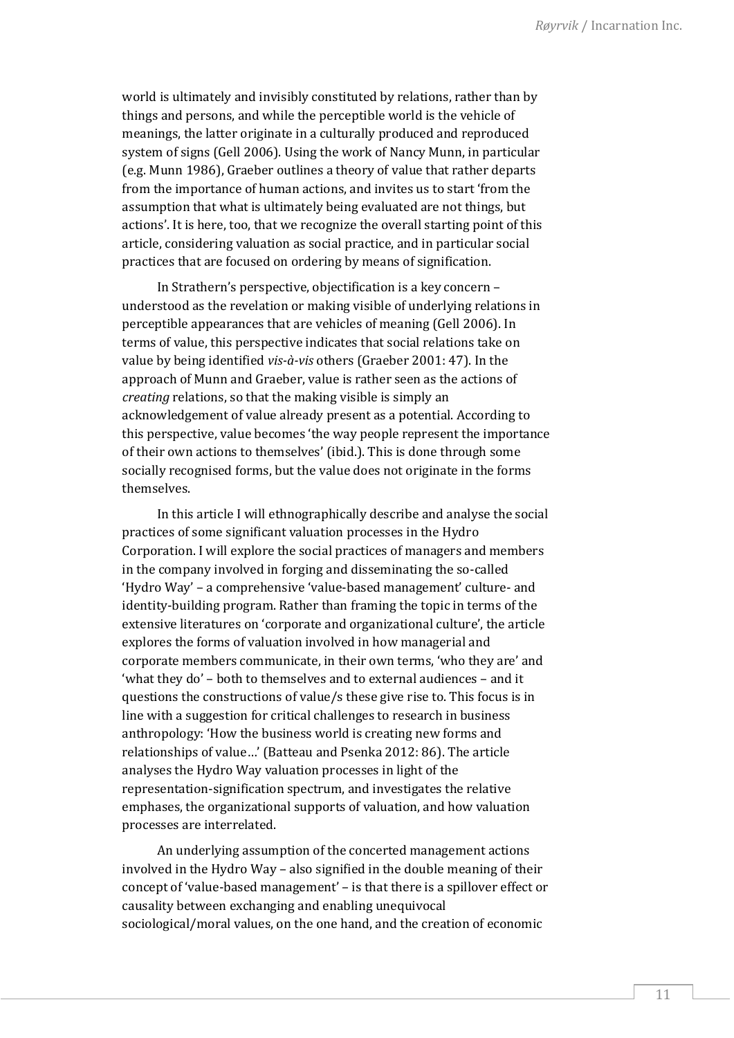world is ultimately and invisibly constituted by relations, rather than by things and persons, and while the perceptible world is the vehicle of meanings, the latter originate in a culturally produced and reproduced system of signs (Gell 2006). Using the work of Nancy Munn, in particular (e.g. Munn 1986), Graeber outlines a theory of value that rather departs from the importance of human actions, and invites us to start 'from the assumption that what is ultimately being evaluated are not things, but actions'. It is here, too, that we recognize the overall starting point of this article, considering valuation as social practice, and in particular social practices that are focused on ordering by means of signification.

In Strathern's perspective, objectification is a key concern – understood as the revelation or making visible of underlying relations in perceptible appearances that are vehicles of meaning (Gell 2006). In terms of value, this perspective indicates that social relations take on value by being identified *vis-à-vis* others (Graeber 2001: 47). In the approach of Munn and Graeber, value is rather seen as the actions of *creating* relations, so that the making visible is simply an acknowledgement of value already present as a potential. According to this perspective, value becomes 'the way people represent the importance of their own actions to themselves' (ibid.). This is done through some socially recognised forms, but the value does not originate in the forms themselves.

In this article I will ethnographically describe and analyse the social practices of some significant valuation processes in the Hydro Corporation. I will explore the social practices of managers and members in the company involved in forging and disseminating the so-called 'Hydro Way' – a comprehensive 'value-based management' culture- and identity-building program. Rather than framing the topic in terms of the extensive literatures on 'corporate and organizational culture', the article explores the forms of valuation involved in how managerial and corporate members communicate, in their own terms, 'who they are' and 'what they do' – both to themselves and to external audiences – and it questions the constructions of value/s these give rise to. This focus is in line with a suggestion for critical challenges to research in business anthropology: 'How the business world is creating new forms and relationships of value…' (Batteau and Psenka 2012: 86). The article analyses the Hydro Way valuation processes in light of the representation-signification spectrum, and investigates the relative emphases, the organizational supports of valuation, and how valuation processes are interrelated.

An underlying assumption of the concerted management actions involved in the Hydro Way – also signified in the double meaning of their concept of 'value-based management' – is that there is a spillover effect or causality between exchanging and enabling unequivocal sociological/moral values, on the one hand, and the creation of economic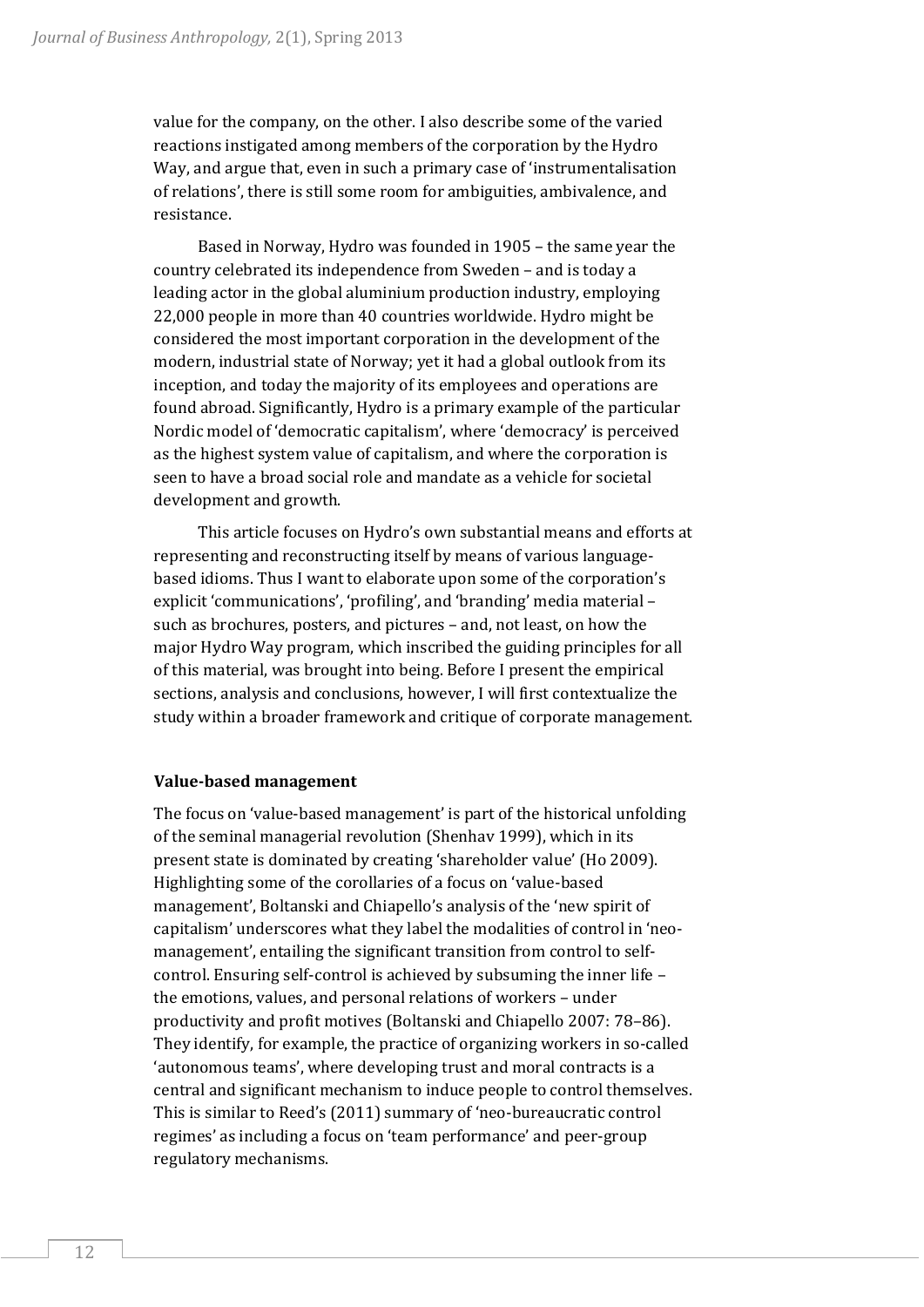value for the company, on the other. I also describe some of the varied reactions instigated among members of the corporation by the Hydro Way, and argue that, even in such a primary case of 'instrumentalisation of relations', there is still some room for ambiguities, ambivalence, and resistance.

Based in Norway, Hydro was founded in 1905 – the same year the country celebrated its independence from Sweden – and is today a leading actor in the global aluminium production industry, employing 22,000 people in more than 40 countries worldwide. Hydro might be considered the most important corporation in the development of the modern, industrial state of Norway; yet it had a global outlook from its inception, and today the majority of its employees and operations are found abroad. Significantly, Hydro is a primary example of the particular Nordic model of 'democratic capitalism', where 'democracy' is perceived as the highest system value of capitalism, and where the corporation is seen to have a broad social role and mandate as a vehicle for societal development and growth.

This article focuses on Hydro's own substantial means and efforts at representing and reconstructing itself by means of various language-based idioms. Thus I want to elaborate upon some of the corporation's explicit 'communications', 'profiling', and 'branding' media material – such as brochures, posters, and pictures – and, not least, on how the major Hydro Way program, which inscribed the guiding principles for all of this material, was brought into being. Before I present the empirical sections, analysis and conclusions, however, I will first contextualize the study within a broader framework and critique of corporate management.

## Value-based management

The focus on 'value-based management' is part of the historical unfolding of the seminal managerial revolution (Shenhav 1999), which in its present state is dominated by creating 'shareholder value' (Ho 2009). Highlighting some of the corollaries of a focus on 'value-based management', Boltanski and Chiapello's analysis of the 'new spirit of capitalism' underscores what they label the modalities of control in 'neo-management', entailing the significant transition from control to self-control. Ensuring self-control is achieved by subsuming the inner life – the emotions, values, and personal relations of workers – under productivity and profit motives (Boltanski and Chiapello 2007: 78–86). They identify, for example, the practice of organizing workers in so-called 'autonomous teams', where developing trust and moral contracts is a central and significant mechanism to induce people to control themselves. This is similar to Reed's (2011) summary of 'neo-bureaucratic control regimes' as including a focus on 'team performance' and peer-group regulatory mechanisms.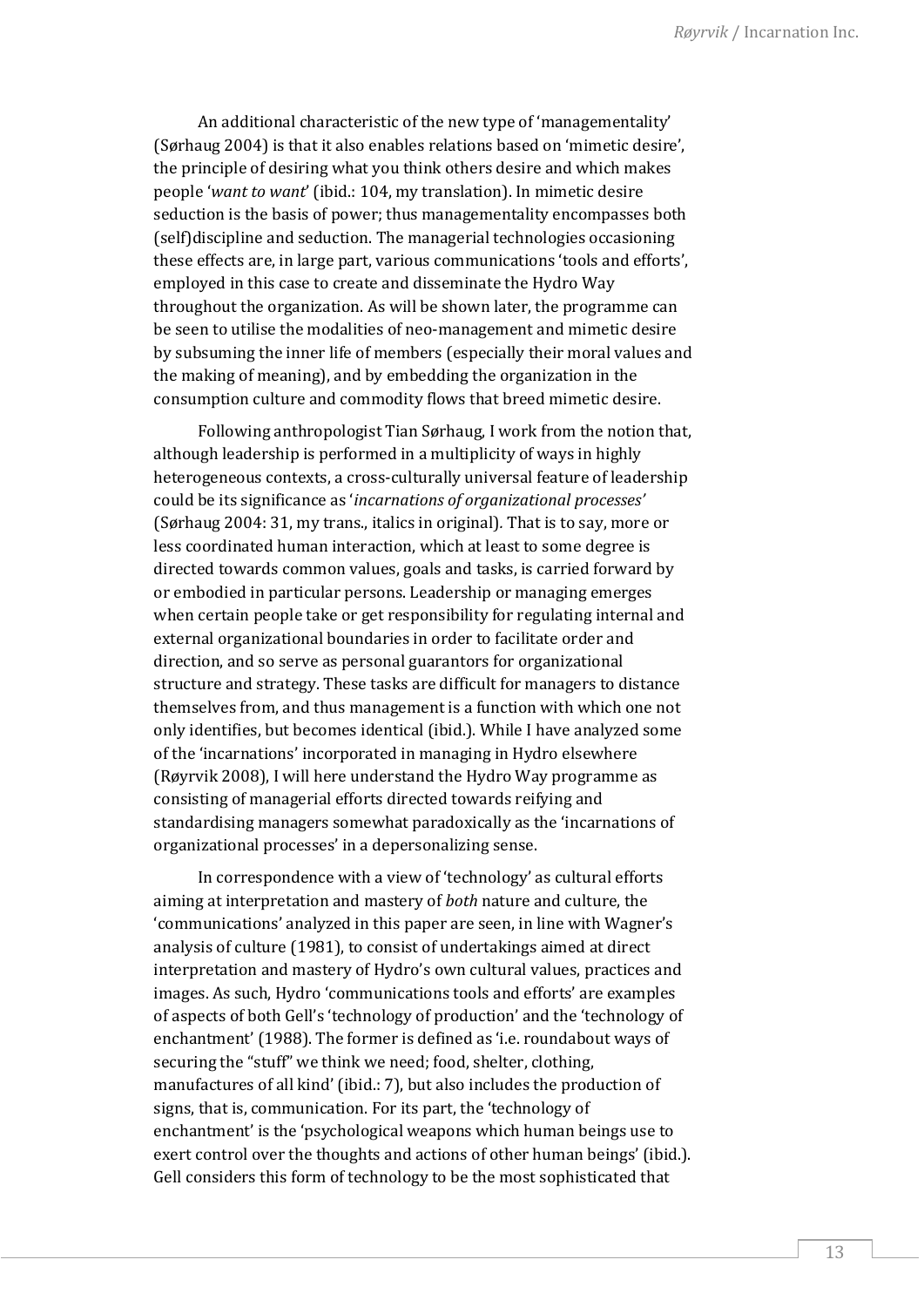An additional characteristic of the new type of 'managementality' (Sørhaug 2004) is that it also enables relations based on 'mimetic desire', the principle of desiring what you think others desire and which makes people '*want to want*' (ibid.: 104, my translation). In mimetic desire seduction is the basis of power; thus managementality encompasses both (self)discipline and seduction. The managerial technologies occasioning these effects are, in large part, various communications 'tools and efforts', employed in this case to create and disseminate the Hydro Way throughout the organization. As will be shown later, the programme can be seen to utilise the modalities of neo-management and mimetic desire by subsuming the inner life of members (especially their moral values and the making of meaning), and by embedding the organization in the consumption culture and commodity flows that breed mimetic desire.

Following anthropologist Tian Sørhaug, I work from the notion that, although leadership is performed in a multiplicity of ways in highly heterogeneous contexts, a cross-culturally universal feature of leadership could be its significance as '*incarnations of organizational processes'* (Sørhaug 2004: 31, my trans., italics in original). That is to say, more or less coordinated human interaction, which at least to some degree is directed towards common values, goals and tasks, is carried forward by or embodied in particular persons. Leadership or managing emerges when certain people take or get responsibility for regulating internal and external organizational boundaries in order to facilitate order and direction, and so serve as personal guarantors for organizational structure and strategy. These tasks are difficult for managers to distance themselves from, and thus management is a function with which one not only identifies, but becomes identical (ibid.). While I have analyzed some of the 'incarnations' incorporated in managing in Hydro elsewhere (Røyrvik 2008), I will here understand the Hydro Way programme as consisting of managerial efforts directed towards reifying and standardising managers somewhat paradoxically as the 'incarnations of organizational processes' in a depersonalizing sense.

In correspondence with a view of 'technology' as cultural efforts aiming at interpretation and mastery of *both* nature and culture, the 'communications' analyzed in this paper are seen, in line with Wagner's analysis of culture (1981), to consist of undertakings aimed at direct interpretation and mastery of Hydro's own cultural values, practices and images. As such, Hydro 'communications tools and efforts' are examples of aspects of both Gell's 'technology of production' and the 'technology of enchantment' (1988). The former is defined as 'i.e. roundabout ways of securing the "stuff" we think we need; food, shelter, clothing, manufactures of all kind' (ibid.: 7), but also includes the production of signs, that is, communication. For its part, the 'technology of enchantment' is the 'psychological weapons which human beings use to exert control over the thoughts and actions of other human beings' (ibid.). Gell considers this form of technology to be the most sophisticated that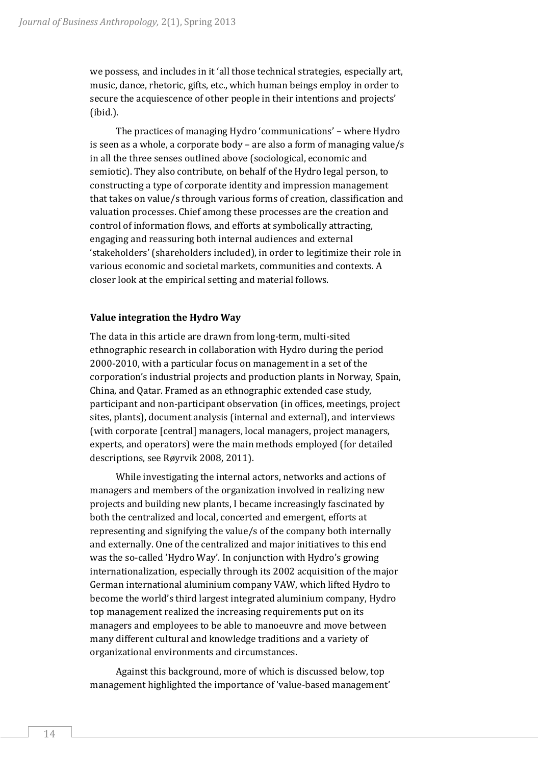we possess, and includes in it 'all those technical strategies, especially art, music, dance, rhetoric, gifts, etc., which human beings employ in order to secure the acquiescence of other people in their intentions and projects' (ibid.).

The practices of managing Hydro 'communications' – where Hydro is seen as a whole, a corporate body – are also a form of managing value/s in all the three senses outlined above (sociological, economic and semiotic). They also contribute, on behalf of the Hydro legal person, to constructing a type of corporate identity and impression management that takes on value/s through various forms of creation, classification and valuation processes. Chief among these processes are the creation and control of information flows, and efforts at symbolically attracting, engaging and reassuring both internal audiences and external 'stakeholders' (shareholders included), in order to legitimize their role in various economic and societal markets, communities and contexts. A closer look at the empirical setting and material follows.

## Value integration the Hydro Way

The data in this article are drawn from long-term, multi-sited ethnographic research in collaboration with Hydro during the period 2000-2010, with a particular focus on management in a set of the corporation's industrial projects and production plants in Norway, Spain, China, and Qatar. Framed as an ethnographic extended case study, participant and non-participant observation (in offices, meetings, project sites, plants), document analysis (internal and external), and interviews (with corporate [central] managers, local managers, project managers, experts, and operators) were the main methods employed (for detailed descriptions, see Røyrvik 2008, 2011).

While investigating the internal actors, networks and actions of managers and members of the organization involved in realizing new projects and building new plants, I became increasingly fascinated by both the centralized and local, concerted and emergent, efforts at representing and signifying the value/s of the company both internally and externally. One of the centralized and major initiatives to this end was the so-called 'Hydro Way'. In conjunction with Hydro's growing internationalization, especially through its 2002 acquisition of the major German international aluminium company VAW, which lifted Hydro to become the world's third largest integrated aluminium company, Hydro top management realized the increasing requirements put on its managers and employees to be able to manoeuvre and move between many different cultural and knowledge traditions and a variety of organizational environments and circumstances.

Against this background, more of which is discussed below, top management highlighted the importance of 'value-based management'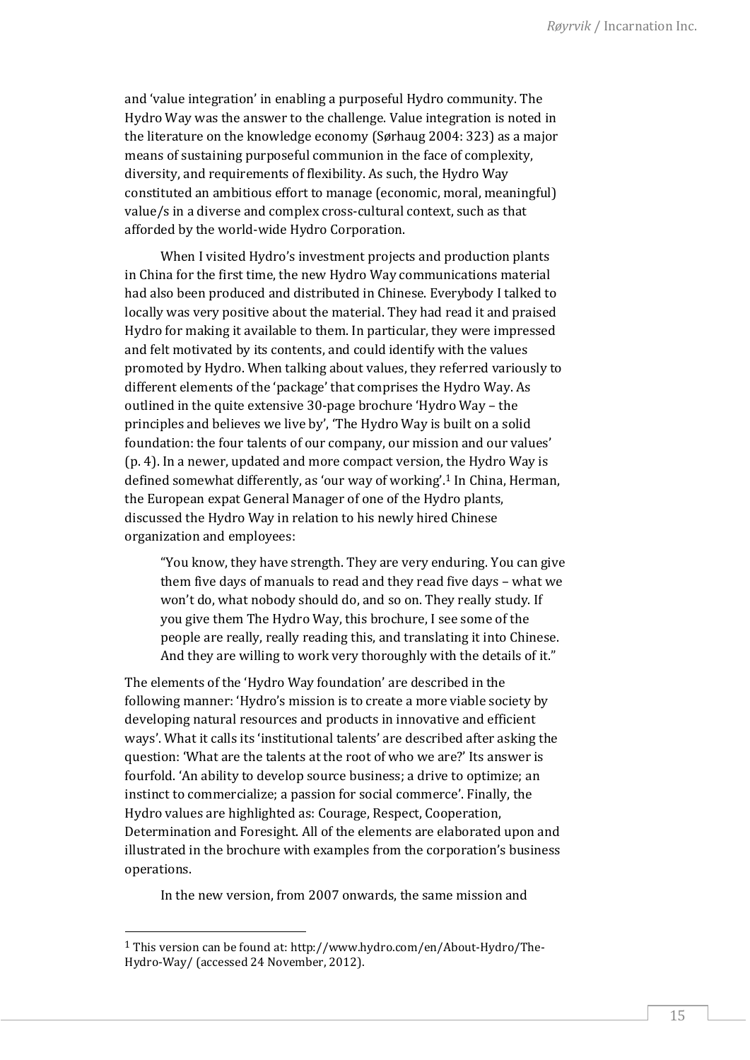and 'value integration' in enabling a purposeful Hydro community. The Hydro Way was the answer to the challenge. Value integration is noted in the literature on the knowledge economy (Sørhaug 2004: 323) as a major means of sustaining purposeful communion in the face of complexity, diversity, and requirements of flexibility. As such, the Hydro Way constituted an ambitious effort to manage (economic, moral, meaningful) value/s in a diverse and complex cross-cultural context, such as that afforded by the world-wide Hydro Corporation.

When I visited Hydro's investment projects and production plants in China for the first time, the new Hydro Way communications material had also been produced and distributed in Chinese. Everybody I talked to locally was very positive about the material. They had read it and praised Hydro for making it available to them. In particular, they were impressed and felt motivated by its contents, and could identify with the values promoted by Hydro. When talking about values, they referred variously to different elements of the 'package' that comprises the Hydro Way. As outlined in the quite extensive 30-page brochure 'Hydro Way – the principles and believes we live by', 'The Hydro Way is built on a solid foundation: the four talents of our company, our mission and our values' (p. 4). In a newer, updated and more compact version, the Hydro Way is defined somewhat differently, as 'our way of working'.[1] In China, Herman, the European expat General Manager of one of the Hydro plants, discussed the Hydro Way in relation to his newly hired Chinese organization and employees:

> "You know, they have strength. They are very enduring. You can give them five days of manuals to read and they read five days – what we won't do, what nobody should do, and so on. They really study. If you give them The Hydro Way, this brochure, I see some of the people are really, really reading this, and translating it into Chinese. And they are willing to work very thoroughly with the details of it."

The elements of the 'Hydro Way foundation' are described in the following manner: 'Hydro's mission is to create a more viable society by developing natural resources and products in innovative and efficient ways'. What it calls its 'institutional talents' are described after asking the question: 'What are the talents at the root of who we are?' Its answer is fourfold. 'An ability to develop source business; a drive to optimize; an instinct to commercialize; a passion for social commerce'. Finally, the Hydro values are highlighted as: Courage, Respect, Cooperation, Determination and Foresight. All of the elements are elaborated upon and illustrated in the brochure with examples from the corporation's business operations.

In the new version, from 2007 onwards, the same mission and

[1] This version can be found at: http://www.hydro.com/en/About-Hydro/The-Hydro-Way/ (accessed 24 November, 2012).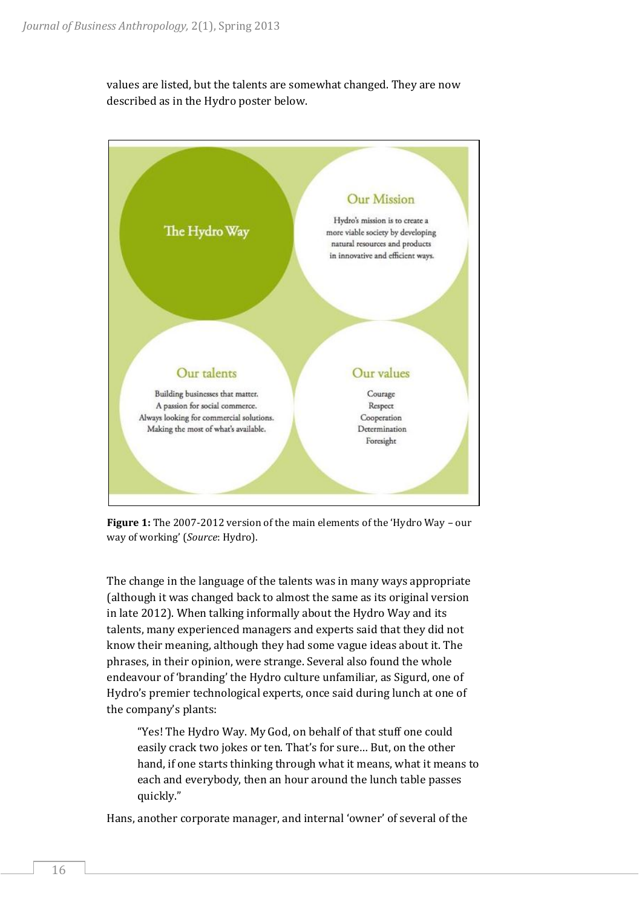values are listed, but the talents are somewhat changed. They are now described as in the Hydro poster below.

The Hydro Way

**Our Mission**

Hydro's mission is to create a more viable society by developing natural resources and products in innovative and efficient ways.

**Our talents**

Building businesses that matter.
A passion for social commerce.
Always looking for commercial solutions.
Making the most of what's available.

**Our values**

Courage
Respect
Cooperation
Determination
Foresight

**Figure 1:** The 2007-2012 version of the main elements of the 'Hydro Way – our way of working' (*Source*: Hydro).

The change in the language of the talents was in many ways appropriate (although it was changed back to almost the same as its original version in late 2012). When talking informally about the Hydro Way and its talents, many experienced managers and experts said that they did not know their meaning, although they had some vague ideas about it. The phrases, in their opinion, were strange. Several also found the whole endeavour of 'branding' the Hydro culture unfamiliar, as Sigurd, one of Hydro's premier technological experts, once said during lunch at one of the company's plants:

> "Yes! The Hydro Way. My God, on behalf of that stuff one could easily crack two jokes or ten. That's for sure… But, on the other hand, if one starts thinking through what it means, what it means to each and everybody, then an hour around the lunch table passes quickly."

Hans, another corporate manager, and internal 'owner' of several of the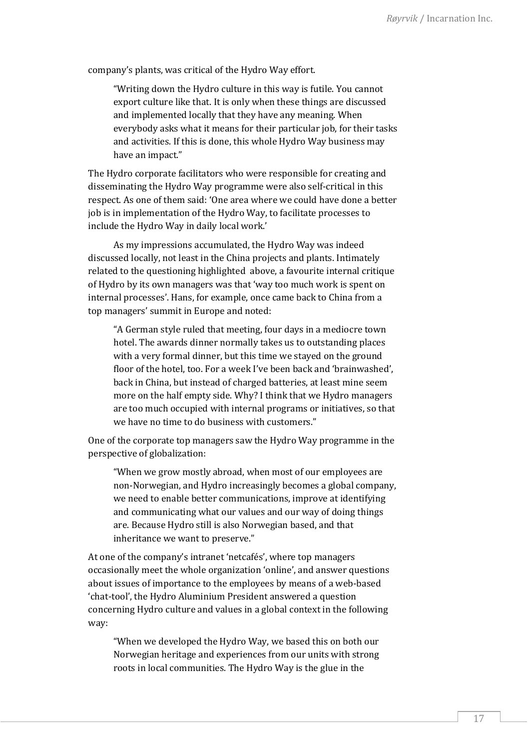company's plants, was critical of the Hydro Way effort.

> "Writing down the Hydro culture in this way is futile. You cannot export culture like that. It is only when these things are discussed and implemented locally that they have any meaning. When everybody asks what it means for their particular job, for their tasks and activities. If this is done, this whole Hydro Way business may have an impact."

The Hydro corporate facilitators who were responsible for creating and disseminating the Hydro Way programme were also self-critical in this respect. As one of them said: 'One area where we could have done a better job is in implementation of the Hydro Way, to facilitate processes to include the Hydro Way in daily local work.'

As my impressions accumulated, the Hydro Way was indeed discussed locally, not least in the China projects and plants. Intimately related to the questioning highlighted above, a favourite internal critique of Hydro by its own managers was that 'way too much work is spent on internal processes'. Hans, for example, once came back to China from a top managers' summit in Europe and noted:

> "A German style ruled that meeting, four days in a mediocre town hotel. The awards dinner normally takes us to outstanding places with a very formal dinner, but this time we stayed on the ground floor of the hotel, too. For a week I've been back and 'brainwashed', back in China, but instead of charged batteries, at least mine seem more on the half empty side. Why? I think that we Hydro managers are too much occupied with internal programs or initiatives, so that we have no time to do business with customers."

One of the corporate top managers saw the Hydro Way programme in the perspective of globalization:

> "When we grow mostly abroad, when most of our employees are non-Norwegian, and Hydro increasingly becomes a global company, we need to enable better communications, improve at identifying and communicating what our values and our way of doing things are. Because Hydro still is also Norwegian based, and that inheritance we want to preserve."

At one of the company's intranet 'netcafés', where top managers occasionally meet the whole organization 'online', and answer questions about issues of importance to the employees by means of a web-based 'chat-tool', the Hydro Aluminium President answered a question concerning Hydro culture and values in a global context in the following way:

> "When we developed the Hydro Way, we based this on both our Norwegian heritage and experiences from our units with strong roots in local communities. The Hydro Way is the glue in the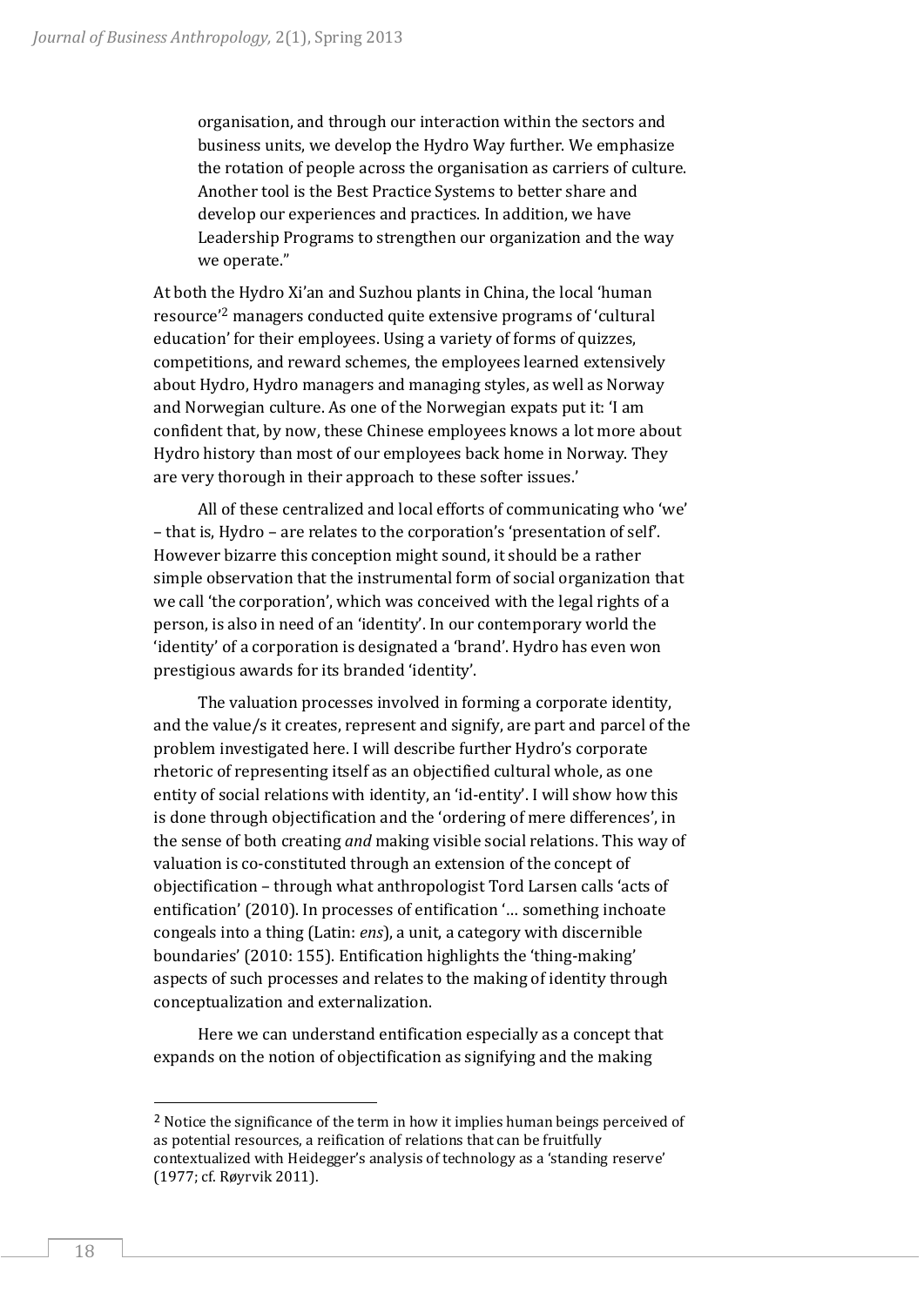> organisation, and through our interaction within the sectors and business units, we develop the Hydro Way further. We emphasize the rotation of people across the organisation as carriers of culture. Another tool is the Best Practice Systems to better share and develop our experiences and practices. In addition, we have Leadership Programs to strengthen our organization and the way we operate."

At both the Hydro Xi'an and Suzhou plants in China, the local 'human resource'[2] managers conducted quite extensive programs of 'cultural education' for their employees. Using a variety of forms of quizzes, competitions, and reward schemes, the employees learned extensively about Hydro, Hydro managers and managing styles, as well as Norway and Norwegian culture. As one of the Norwegian expats put it: 'I am confident that, by now, these Chinese employees knows a lot more about Hydro history than most of our employees back home in Norway. They are very thorough in their approach to these softer issues.'

All of these centralized and local efforts of communicating who 'we' – that is, Hydro – are relates to the corporation's 'presentation of self'. However bizarre this conception might sound, it should be a rather simple observation that the instrumental form of social organization that we call 'the corporation', which was conceived with the legal rights of a person, is also in need of an 'identity'. In our contemporary world the 'identity' of a corporation is designated a 'brand'. Hydro has even won prestigious awards for its branded 'identity'.

The valuation processes involved in forming a corporate identity, and the value/s it creates, represent and signify, are part and parcel of the problem investigated here. I will describe further Hydro's corporate rhetoric of representing itself as an objectified cultural whole, as one entity of social relations with identity, an 'id-entity'. I will show how this is done through objectification and the 'ordering of mere differences', in the sense of both creating *and* making visible social relations. This way of valuation is co-constituted through an extension of the concept of objectification – through what anthropologist Tord Larsen calls 'acts of entification' (2010). In processes of entification '… something inchoate congeals into a thing (Latin: *ens*), a unit, a category with discernible boundaries' (2010: 155). Entification highlights the 'thing-making' aspects of such processes and relates to the making of identity through conceptualization and externalization.

Here we can understand entification especially as a concept that expands on the notion of objectification as signifying and the making

---

[2] Notice the significance of the term in how it implies human beings perceived of as potential resources, a reification of relations that can be fruitfully contextualized with Heidegger's analysis of technology as a 'standing reserve' (1977; cf. Røyrvik 2011).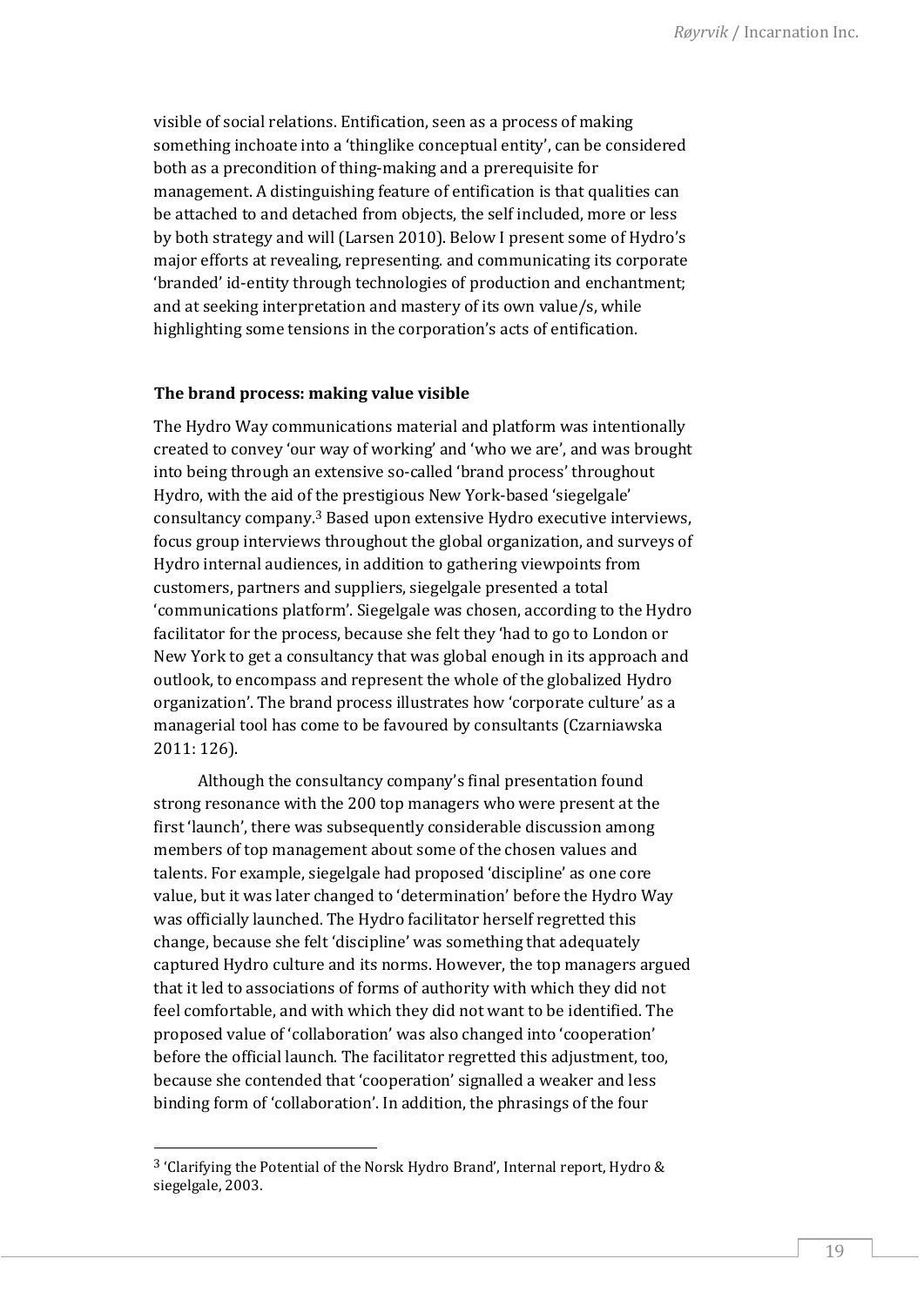visible of social relations. Entification, seen as a process of making something inchoate into a 'thinglike conceptual entity', can be considered both as a precondition of thing-making and a prerequisite for management. A distinguishing feature of entification is that qualities can be attached to and detached from objects, the self included, more or less by both strategy and will (Larsen 2010). Below I present some of Hydro's major efforts at revealing, representing. and communicating its corporate 'branded' id-entity through technologies of production and enchantment; and at seeking interpretation and mastery of its own value/s, while highlighting some tensions in the corporation's acts of entification.

**The brand process: making value visible**

The Hydro Way communications material and platform was intentionally created to convey 'our way of working' and 'who we are', and was brought into being through an extensive so-called 'brand process' throughout Hydro, with the aid of the prestigious New York-based 'siegelgale' consultancy company.[3] Based upon extensive Hydro executive interviews, focus group interviews throughout the global organization, and surveys of Hydro internal audiences, in addition to gathering viewpoints from customers, partners and suppliers, siegelgale presented a total 'communications platform'. Siegelgale was chosen, according to the Hydro facilitator for the process, because she felt they 'had to go to London or New York to get a consultancy that was global enough in its approach and outlook, to encompass and represent the whole of the globalized Hydro organization'. The brand process illustrates how 'corporate culture' as a managerial tool has come to be favoured by consultants (Czarniawska 2011: 126).

Although the consultancy company's final presentation found strong resonance with the 200 top managers who were present at the first 'launch', there was subsequently considerable discussion among members of top management about some of the chosen values and talents. For example, siegelgale had proposed 'discipline' as one core value, but it was later changed to 'determination' before the Hydro Way was officially launched. The Hydro facilitator herself regretted this change, because she felt 'discipline' was something that adequately captured Hydro culture and its norms. However, the top managers argued that it led to associations of forms of authority with which they did not feel comfortable, and with which they did not want to be identified. The proposed value of 'collaboration' was also changed into 'cooperation' before the official launch. The facilitator regretted this adjustment, too, because she contended that 'cooperation' signalled a weaker and less binding form of 'collaboration'. In addition, the phrasings of the four

---

[3] 'Clarifying the Potential of the Norsk Hydro Brand', Internal report, Hydro & siegelgale, 2003.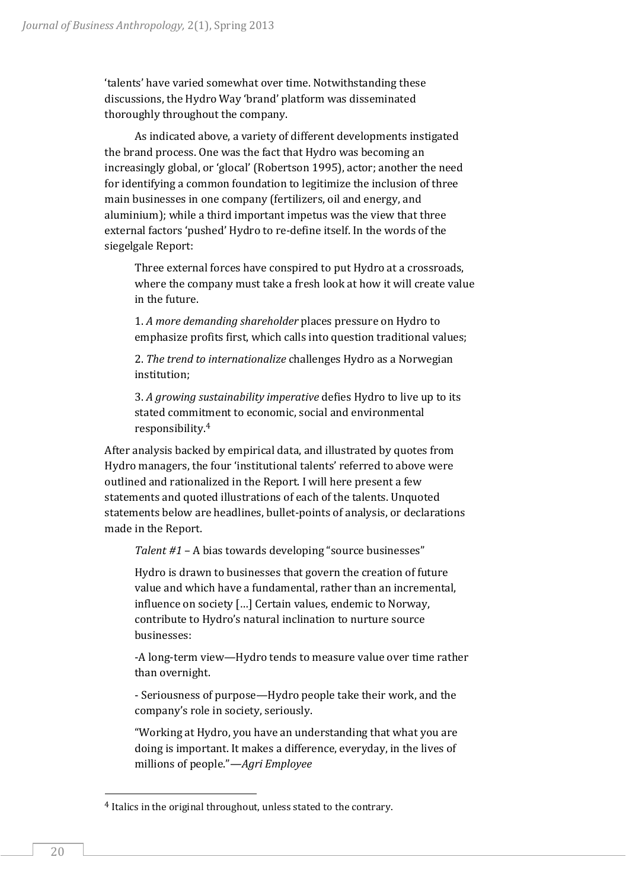'talents' have varied somewhat over time. Notwithstanding these discussions, the Hydro Way 'brand' platform was disseminated thoroughly throughout the company.

As indicated above, a variety of different developments instigated the brand process. One was the fact that Hydro was becoming an increasingly global, or 'glocal' (Robertson 1995), actor; another the need for identifying a common foundation to legitimize the inclusion of three main businesses in one company (fertilizers, oil and energy, and aluminium); while a third important impetus was the view that three external factors 'pushed' Hydro to re-define itself. In the words of the siegelgale Report:

> Three external forces have conspired to put Hydro at a crossroads, where the company must take a fresh look at how it will create value in the future.
>
> 1. *A more demanding shareholder* places pressure on Hydro to emphasize profits first, which calls into question traditional values;
>
> 2. *The trend to internationalize* challenges Hydro as a Norwegian institution;
>
> 3. *A growing sustainability imperative* defies Hydro to live up to its stated commitment to economic, social and environmental responsibility.[4]

After analysis backed by empirical data, and illustrated by quotes from Hydro managers, the four 'institutional talents' referred to above were outlined and rationalized in the Report. I will here present a few statements and quoted illustrations of each of the talents. Unquoted statements below are headlines, bullet-points of analysis, or declarations made in the Report.

> *Talent #1* – A bias towards developing "source businesses"
>
> Hydro is drawn to businesses that govern the creation of future value and which have a fundamental, rather than an incremental, influence on society […] Certain values, endemic to Norway, contribute to Hydro's natural inclination to nurture source businesses:
>
> -A long-term view—Hydro tends to measure value over time rather than overnight.
>
> - Seriousness of purpose—Hydro people take their work, and the company's role in society, seriously.
>
> "Working at Hydro, you have an understanding that what you are doing is important. It makes a difference, everyday, in the lives of millions of people."—*Agri Employee*

[4] Italics in the original throughout, unless stated to the contrary.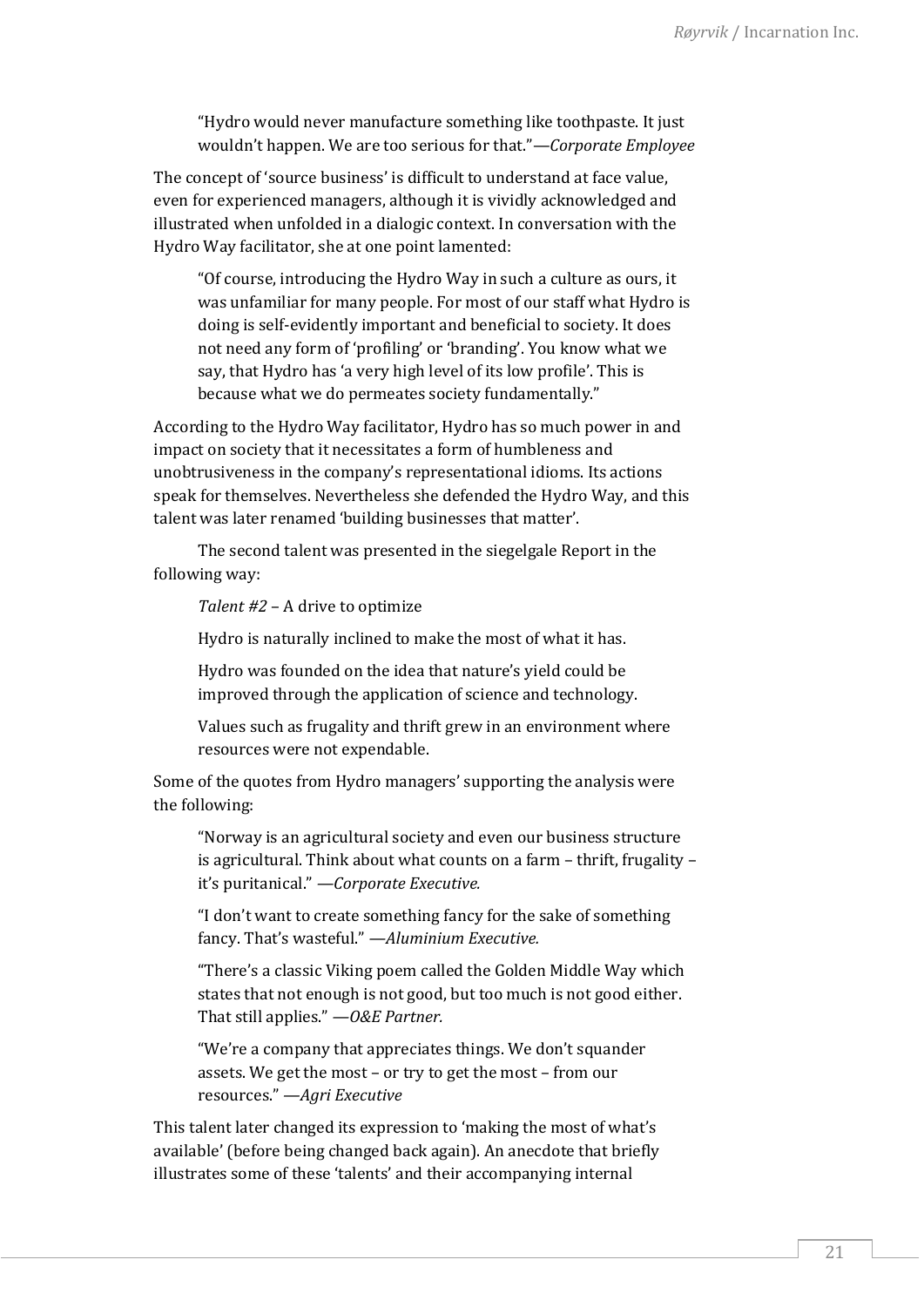> "Hydro would never manufacture something like toothpaste. It just wouldn't happen. We are too serious for that."—*Corporate Employee*

The concept of 'source business' is difficult to understand at face value, even for experienced managers, although it is vividly acknowledged and illustrated when unfolded in a dialogic context. In conversation with the Hydro Way facilitator, she at one point lamented:

> "Of course, introducing the Hydro Way in such a culture as ours, it was unfamiliar for many people. For most of our staff what Hydro is doing is self-evidently important and beneficial to society. It does not need any form of 'profiling' or 'branding'. You know what we say, that Hydro has 'a very high level of its low profile'. This is because what we do permeates society fundamentally."

According to the Hydro Way facilitator, Hydro has so much power in and impact on society that it necessitates a form of humbleness and unobtrusiveness in the company's representational idioms. Its actions speak for themselves. Nevertheless she defended the Hydro Way, and this talent was later renamed 'building businesses that matter'.

The second talent was presented in the siegelgale Report in the following way:

> *Talent #2* – A drive to optimize
>
> Hydro is naturally inclined to make the most of what it has.
>
> Hydro was founded on the idea that nature's yield could be improved through the application of science and technology.
>
> Values such as frugality and thrift grew in an environment where resources were not expendable.

Some of the quotes from Hydro managers' supporting the analysis were the following:

> "Norway is an agricultural society and even our business structure is agricultural. Think about what counts on a farm – thrift, frugality – it's puritanical." —*Corporate Executive.*
>
> "I don't want to create something fancy for the sake of something fancy. That's wasteful." —*Aluminium Executive.*
>
> "There's a classic Viking poem called the Golden Middle Way which states that not enough is not good, but too much is not good either. That still applies." —*O&E Partner.*
>
> "We're a company that appreciates things. We don't squander assets. We get the most – or try to get the most – from our resources." —*Agri Executive*

This talent later changed its expression to 'making the most of what's available' (before being changed back again). An anecdote that briefly illustrates some of these 'talents' and their accompanying internal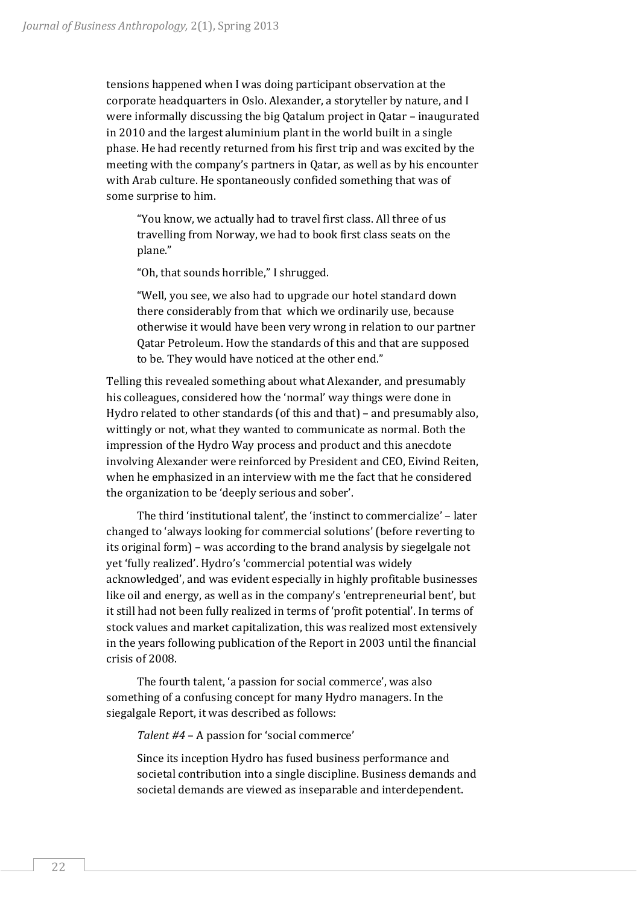tensions happened when I was doing participant observation at the corporate headquarters in Oslo. Alexander, a storyteller by nature, and I were informally discussing the big Qatalum project in Qatar – inaugurated in 2010 and the largest aluminium plant in the world built in a single phase. He had recently returned from his first trip and was excited by the meeting with the company's partners in Qatar, as well as by his encounter with Arab culture. He spontaneously confided something that was of some surprise to him.

> "You know, we actually had to travel first class. All three of us travelling from Norway, we had to book first class seats on the plane."
>
> "Oh, that sounds horrible," I shrugged.
>
> "Well, you see, we also had to upgrade our hotel standard down there considerably from that which we ordinarily use, because otherwise it would have been very wrong in relation to our partner Qatar Petroleum. How the standards of this and that are supposed to be. They would have noticed at the other end."

Telling this revealed something about what Alexander, and presumably his colleagues, considered how the 'normal' way things were done in Hydro related to other standards (of this and that) – and presumably also, wittingly or not, what they wanted to communicate as normal. Both the impression of the Hydro Way process and product and this anecdote involving Alexander were reinforced by President and CEO, Eivind Reiten, when he emphasized in an interview with me the fact that he considered the organization to be 'deeply serious and sober'.

The third 'institutional talent', the 'instinct to commercialize' – later changed to 'always looking for commercial solutions' (before reverting to its original form) – was according to the brand analysis by siegelgale not yet 'fully realized'. Hydro's 'commercial potential was widely acknowledged', and was evident especially in highly profitable businesses like oil and energy, as well as in the company's 'entrepreneurial bent', but it still had not been fully realized in terms of 'profit potential'. In terms of stock values and market capitalization, this was realized most extensively in the years following publication of the Report in 2003 until the financial crisis of 2008.

The fourth talent, 'a passion for social commerce', was also something of a confusing concept for many Hydro managers. In the siegalgale Report, it was described as follows:

> *Talent #4* – A passion for 'social commerce'
>
> Since its inception Hydro has fused business performance and societal contribution into a single discipline. Business demands and societal demands are viewed as inseparable and interdependent.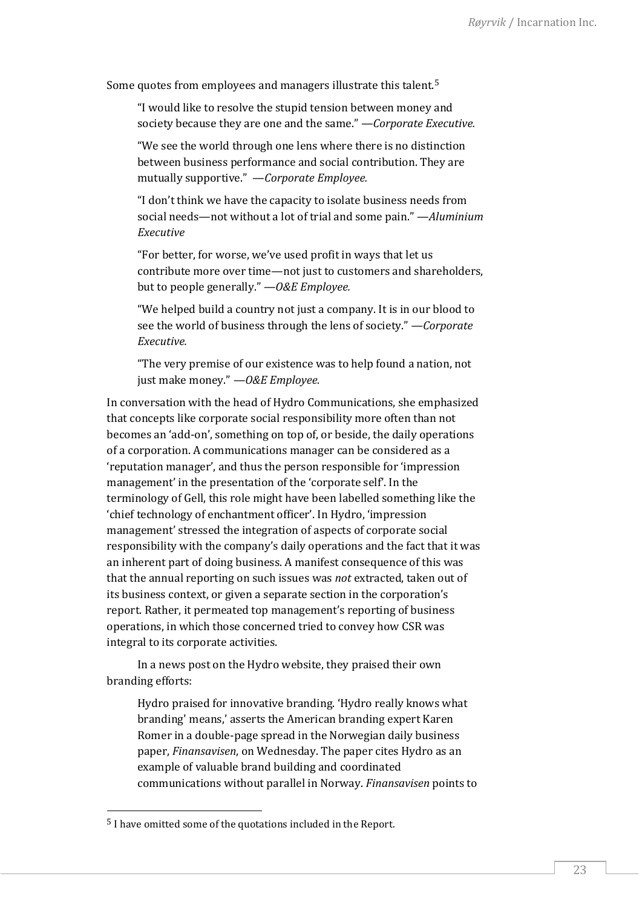Some quotes from employees and managers illustrate this talent.[5]

> "I would like to resolve the stupid tension between money and society because they are one and the same." —*Corporate Executive.*
>
> "We see the world through one lens where there is no distinction between business performance and social contribution. They are mutually supportive." —*Corporate Employee.*
>
> "I don't think we have the capacity to isolate business needs from social needs—not without a lot of trial and some pain." —*Aluminium Executive*
>
> "For better, for worse, we've used profit in ways that let us contribute more over time—not just to customers and shareholders, but to people generally." —*O&E Employee.*
>
> "We helped build a country not just a company. It is in our blood to see the world of business through the lens of society." —*Corporate Executive.*
>
> "The very premise of our existence was to help found a nation, not just make money." —*O&E Employee.*

In conversation with the head of Hydro Communications, she emphasized that concepts like corporate social responsibility more often than not becomes an 'add-on', something on top of, or beside, the daily operations of a corporation. A communications manager can be considered as a 'reputation manager', and thus the person responsible for 'impression management' in the presentation of the 'corporate self'. In the terminology of Gell, this role might have been labelled something like the 'chief technology of enchantment officer'. In Hydro, 'impression management' stressed the integration of aspects of corporate social responsibility with the company's daily operations and the fact that it was an inherent part of doing business. A manifest consequence of this was that the annual reporting on such issues was *not* extracted, taken out of its business context, or given a separate section in the corporation's report. Rather, it permeated top management's reporting of business operations, in which those concerned tried to convey how CSR was integral to its corporate activities.

In a news post on the Hydro website, they praised their own branding efforts:

> Hydro praised for innovative branding. 'Hydro really knows what branding' means,' asserts the American branding expert Karen Romer in a double-page spread in the Norwegian daily business paper, *Finansavisen*, on Wednesday. The paper cites Hydro as an example of valuable brand building and coordinated communications without parallel in Norway. *Finansavisen* points to

[5] I have omitted some of the quotations included in the Report.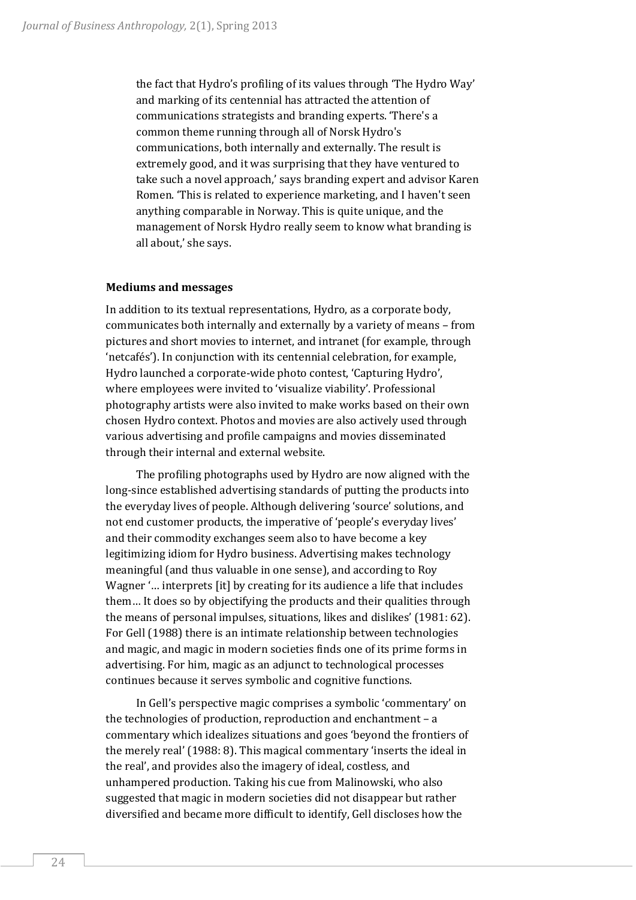the fact that Hydro's profiling of its values through 'The Hydro Way' and marking of its centennial has attracted the attention of communications strategists and branding experts. 'There's a common theme running through all of Norsk Hydro's communications, both internally and externally. The result is extremely good, and it was surprising that they have ventured to take such a novel approach,' says branding expert and advisor Karen Romen. 'This is related to experience marketing, and I haven't seen anything comparable in Norway. This is quite unique, and the management of Norsk Hydro really seem to know what branding is all about,' she says.

**Mediums and messages**

In addition to its textual representations, Hydro, as a corporate body, communicates both internally and externally by a variety of means – from pictures and short movies to internet, and intranet (for example, through 'netcafés'). In conjunction with its centennial celebration, for example, Hydro launched a corporate-wide photo contest, 'Capturing Hydro', where employees were invited to 'visualize viability'. Professional photography artists were also invited to make works based on their own chosen Hydro context. Photos and movies are also actively used through various advertising and profile campaigns and movies disseminated through their internal and external website.

The profiling photographs used by Hydro are now aligned with the long-since established advertising standards of putting the products into the everyday lives of people. Although delivering 'source' solutions, and not end customer products, the imperative of 'people's everyday lives' and their commodity exchanges seem also to have become a key legitimizing idiom for Hydro business. Advertising makes technology meaningful (and thus valuable in one sense), and according to Roy Wagner '… interprets [it] by creating for its audience a life that includes them… It does so by objectifying the products and their qualities through the means of personal impulses, situations, likes and dislikes' (1981: 62). For Gell (1988) there is an intimate relationship between technologies and magic, and magic in modern societies finds one of its prime forms in advertising. For him, magic as an adjunct to technological processes continues because it serves symbolic and cognitive functions.

In Gell's perspective magic comprises a symbolic 'commentary' on the technologies of production, reproduction and enchantment – a commentary which idealizes situations and goes 'beyond the frontiers of the merely real' (1988: 8). This magical commentary 'inserts the ideal in the real', and provides also the imagery of ideal, costless, and unhampered production. Taking his cue from Malinowski, who also suggested that magic in modern societies did not disappear but rather diversified and became more difficult to identify, Gell discloses how the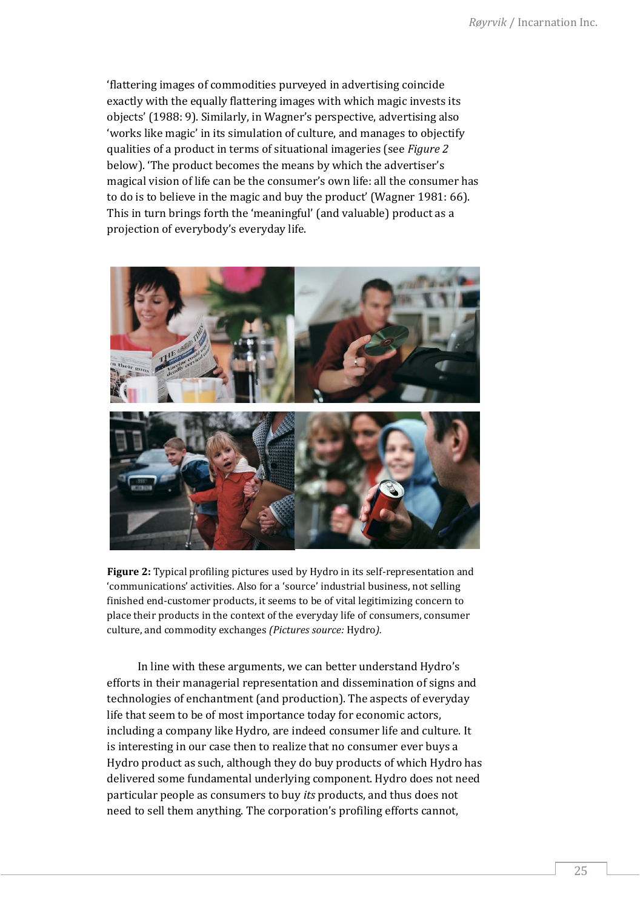'flattering images of commodities purveyed in advertising coincide exactly with the equally flattering images with which magic invests its objects' (1988: 9). Similarly, in Wagner's perspective, advertising also 'works like magic' in its simulation of culture, and manages to objectify qualities of a product in terms of situational imageries (see *Figure 2* below). 'The product becomes the means by which the advertiser's magical vision of life can be the consumer's own life: all the consumer has to do is to believe in the magic and buy the product' (Wagner 1981: 66). This in turn brings forth the 'meaningful' (and valuable) product as a projection of everybody's everyday life.

**Figure 2:** Typical profiling pictures used by Hydro in its self-representation and 'communications' activities. Also for a 'source' industrial business, not selling finished end-customer products, it seems to be of vital legitimizing concern to place their products in the context of the everyday life of consumers, consumer culture, and commodity exchanges *(Pictures source:* Hydro*).*

In line with these arguments, we can better understand Hydro's efforts in their managerial representation and dissemination of signs and technologies of enchantment (and production). The aspects of everyday life that seem to be of most importance today for economic actors, including a company like Hydro, are indeed consumer life and culture. It is interesting in our case then to realize that no consumer ever buys a Hydro product as such, although they do buy products of which Hydro has delivered some fundamental underlying component. Hydro does not need particular people as consumers to buy *its* products, and thus does not need to sell them anything. The corporation's profiling efforts cannot,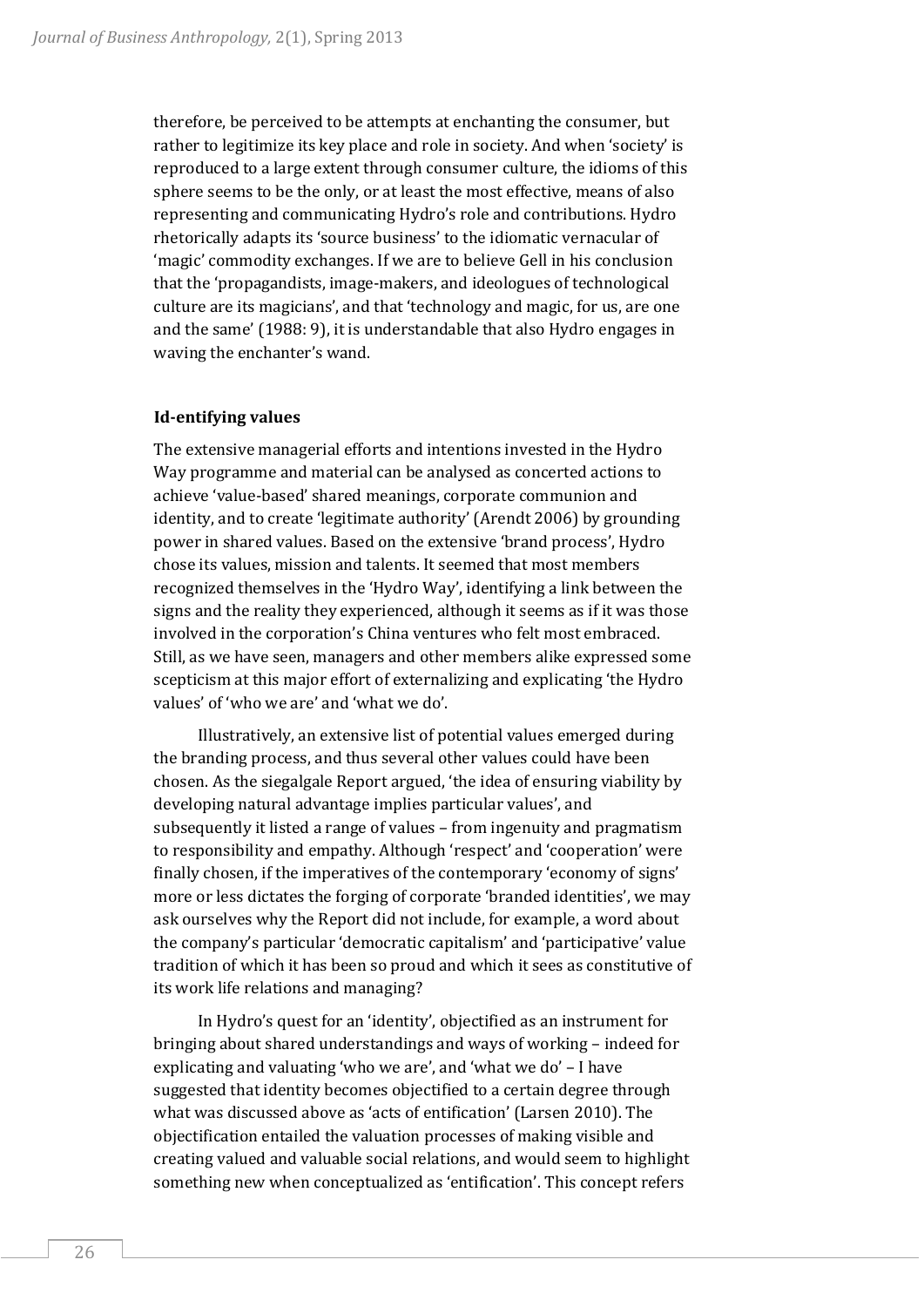therefore, be perceived to be attempts at enchanting the consumer, but rather to legitimize its key place and role in society. And when 'society' is reproduced to a large extent through consumer culture, the idioms of this sphere seems to be the only, or at least the most effective, means of also representing and communicating Hydro's role and contributions. Hydro rhetorically adapts its 'source business' to the idiomatic vernacular of 'magic' commodity exchanges. If we are to believe Gell in his conclusion that the 'propagandists, image-makers, and ideologues of technological culture are its magicians', and that 'technology and magic, for us, are one and the same' (1988: 9), it is understandable that also Hydro engages in waving the enchanter's wand.

### Id-entifying values

The extensive managerial efforts and intentions invested in the Hydro Way programme and material can be analysed as concerted actions to achieve 'value-based' shared meanings, corporate communion and identity, and to create 'legitimate authority' (Arendt 2006) by grounding power in shared values. Based on the extensive 'brand process', Hydro chose its values, mission and talents. It seemed that most members recognized themselves in the 'Hydro Way', identifying a link between the signs and the reality they experienced, although it seems as if it was those involved in the corporation's China ventures who felt most embraced. Still, as we have seen, managers and other members alike expressed some scepticism at this major effort of externalizing and explicating 'the Hydro values' of 'who we are' and 'what we do'.

Illustratively, an extensive list of potential values emerged during the branding process, and thus several other values could have been chosen. As the siegalgale Report argued, 'the idea of ensuring viability by developing natural advantage implies particular values', and subsequently it listed a range of values – from ingenuity and pragmatism to responsibility and empathy. Although 'respect' and 'cooperation' were finally chosen, if the imperatives of the contemporary 'economy of signs' more or less dictates the forging of corporate 'branded identities', we may ask ourselves why the Report did not include, for example, a word about the company's particular 'democratic capitalism' and 'participative' value tradition of which it has been so proud and which it sees as constitutive of its work life relations and managing?

In Hydro's quest for an 'identity', objectified as an instrument for bringing about shared understandings and ways of working – indeed for explicating and valuating 'who we are', and 'what we do' – I have suggested that identity becomes objectified to a certain degree through what was discussed above as 'acts of entification' (Larsen 2010). The objectification entailed the valuation processes of making visible and creating valued and valuable social relations, and would seem to highlight something new when conceptualized as 'entification'. This concept refers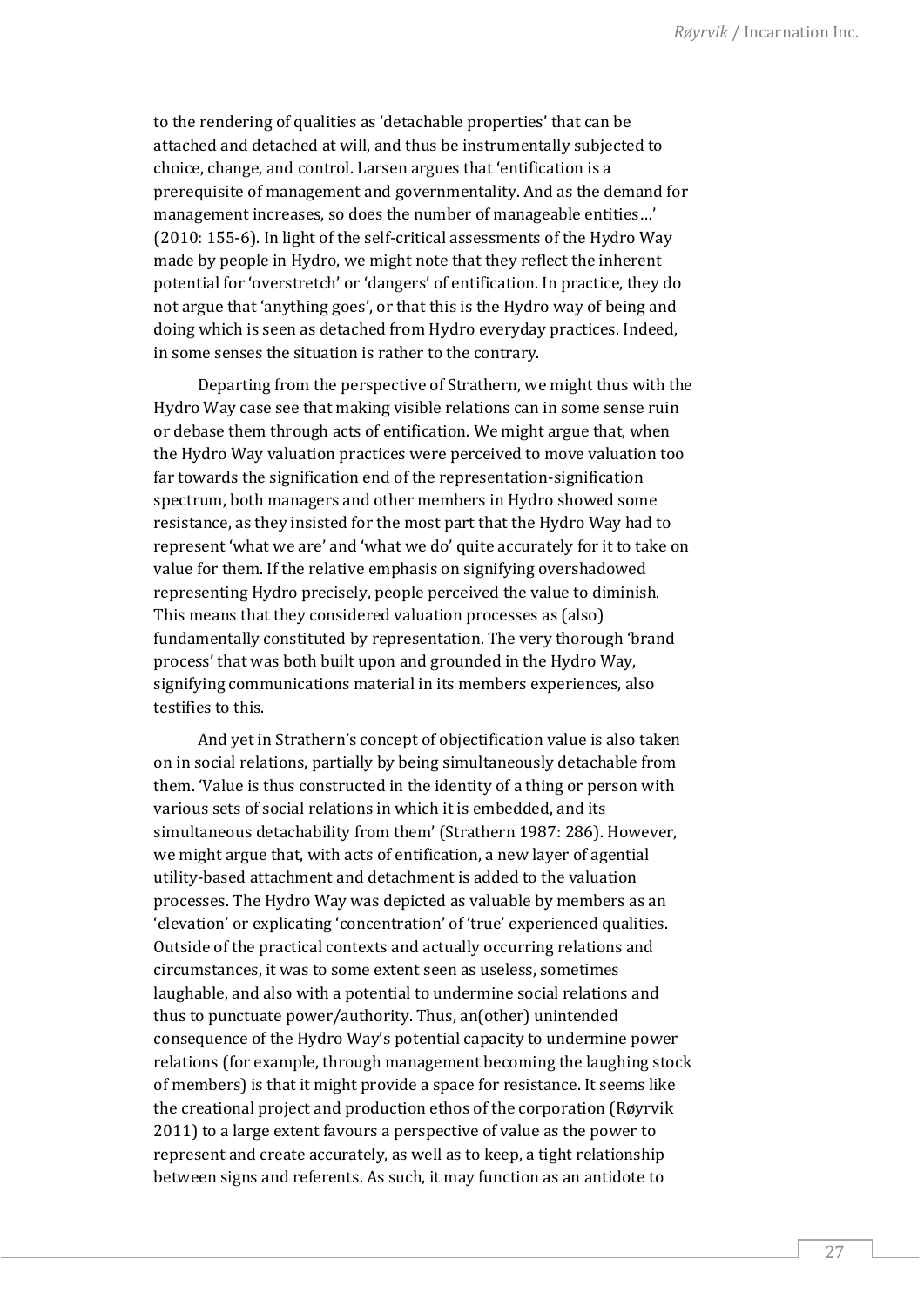to the rendering of qualities as 'detachable properties' that can be attached and detached at will, and thus be instrumentally subjected to choice, change, and control. Larsen argues that 'entification is a prerequisite of management and governmentality. And as the demand for management increases, so does the number of manageable entities…' (2010: 155-6). In light of the self-critical assessments of the Hydro Way made by people in Hydro, we might note that they reflect the inherent potential for 'overstretch' or 'dangers' of entification. In practice, they do not argue that 'anything goes', or that this is the Hydro way of being and doing which is seen as detached from Hydro everyday practices. Indeed, in some senses the situation is rather to the contrary.

Departing from the perspective of Strathern, we might thus with the Hydro Way case see that making visible relations can in some sense ruin or debase them through acts of entification. We might argue that, when the Hydro Way valuation practices were perceived to move valuation too far towards the signification end of the representation-signification spectrum, both managers and other members in Hydro showed some resistance, as they insisted for the most part that the Hydro Way had to represent 'what we are' and 'what we do' quite accurately for it to take on value for them. If the relative emphasis on signifying overshadowed representing Hydro precisely, people perceived the value to diminish. This means that they considered valuation processes as (also) fundamentally constituted by representation. The very thorough 'brand process' that was both built upon and grounded in the Hydro Way, signifying communications material in its members experiences, also testifies to this.

And yet in Strathern's concept of objectification value is also taken on in social relations, partially by being simultaneously detachable from them. 'Value is thus constructed in the identity of a thing or person with various sets of social relations in which it is embedded, and its simultaneous detachability from them' (Strathern 1987: 286). However, we might argue that, with acts of entification, a new layer of agential utility-based attachment and detachment is added to the valuation processes. The Hydro Way was depicted as valuable by members as an 'elevation' or explicating 'concentration' of 'true' experienced qualities. Outside of the practical contexts and actually occurring relations and circumstances, it was to some extent seen as useless, sometimes laughable, and also with a potential to undermine social relations and thus to punctuate power/authority. Thus, an(other) unintended consequence of the Hydro Way's potential capacity to undermine power relations (for example, through management becoming the laughing stock of members) is that it might provide a space for resistance. It seems like the creational project and production ethos of the corporation (Røyrvik 2011) to a large extent favours a perspective of value as the power to represent and create accurately, as well as to keep, a tight relationship between signs and referents. As such, it may function as an antidote to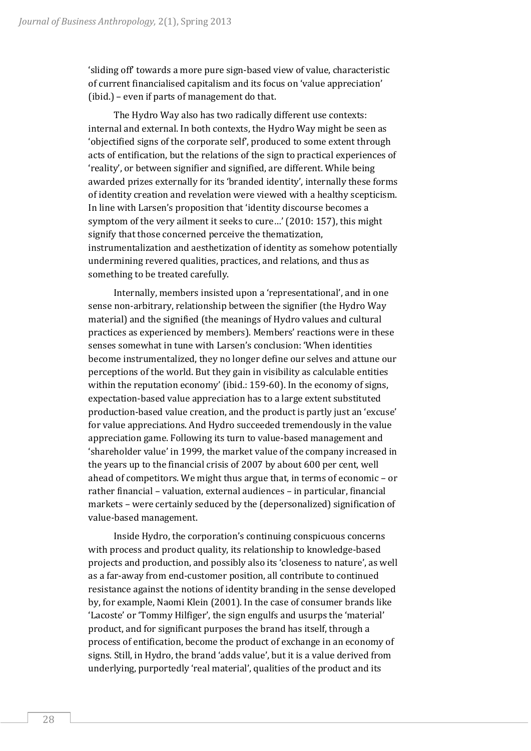'sliding off' towards a more pure sign-based view of value, characteristic of current financialised capitalism and its focus on 'value appreciation' (ibid.) – even if parts of management do that.

The Hydro Way also has two radically different use contexts: internal and external. In both contexts, the Hydro Way might be seen as 'objectified signs of the corporate self', produced to some extent through acts of entification, but the relations of the sign to practical experiences of 'reality', or between signifier and signified, are different. While being awarded prizes externally for its 'branded identity', internally these forms of identity creation and revelation were viewed with a healthy scepticism. In line with Larsen's proposition that 'identity discourse becomes a symptom of the very ailment it seeks to cure…' (2010: 157), this might signify that those concerned perceive the thematization, instrumentalization and aesthetization of identity as somehow potentially undermining revered qualities, practices, and relations, and thus as something to be treated carefully.

Internally, members insisted upon a 'representational', and in one sense non-arbitrary, relationship between the signifier (the Hydro Way material) and the signified (the meanings of Hydro values and cultural practices as experienced by members). Members' reactions were in these senses somewhat in tune with Larsen's conclusion: 'When identities become instrumentalized, they no longer define our selves and attune our perceptions of the world. But they gain in visibility as calculable entities within the reputation economy' (ibid.: 159-60). In the economy of signs, expectation-based value appreciation has to a large extent substituted production-based value creation, and the product is partly just an 'excuse' for value appreciations. And Hydro succeeded tremendously in the value appreciation game. Following its turn to value-based management and 'shareholder value' in 1999, the market value of the company increased in the years up to the financial crisis of 2007 by about 600 per cent, well ahead of competitors. We might thus argue that, in terms of economic – or rather financial – valuation, external audiences – in particular, financial markets – were certainly seduced by the (depersonalized) signification of value-based management.

Inside Hydro, the corporation's continuing conspicuous concerns with process and product quality, its relationship to knowledge-based projects and production, and possibly also its 'closeness to nature', as well as a far-away from end-customer position, all contribute to continued resistance against the notions of identity branding in the sense developed by, for example, Naomi Klein (2001). In the case of consumer brands like 'Lacoste' or 'Tommy Hilfiger', the sign engulfs and usurps the 'material' product, and for significant purposes the brand has itself, through a process of entification, become the product of exchange in an economy of signs. Still, in Hydro, the brand 'adds value', but it is a value derived from underlying, purportedly 'real material', qualities of the product and its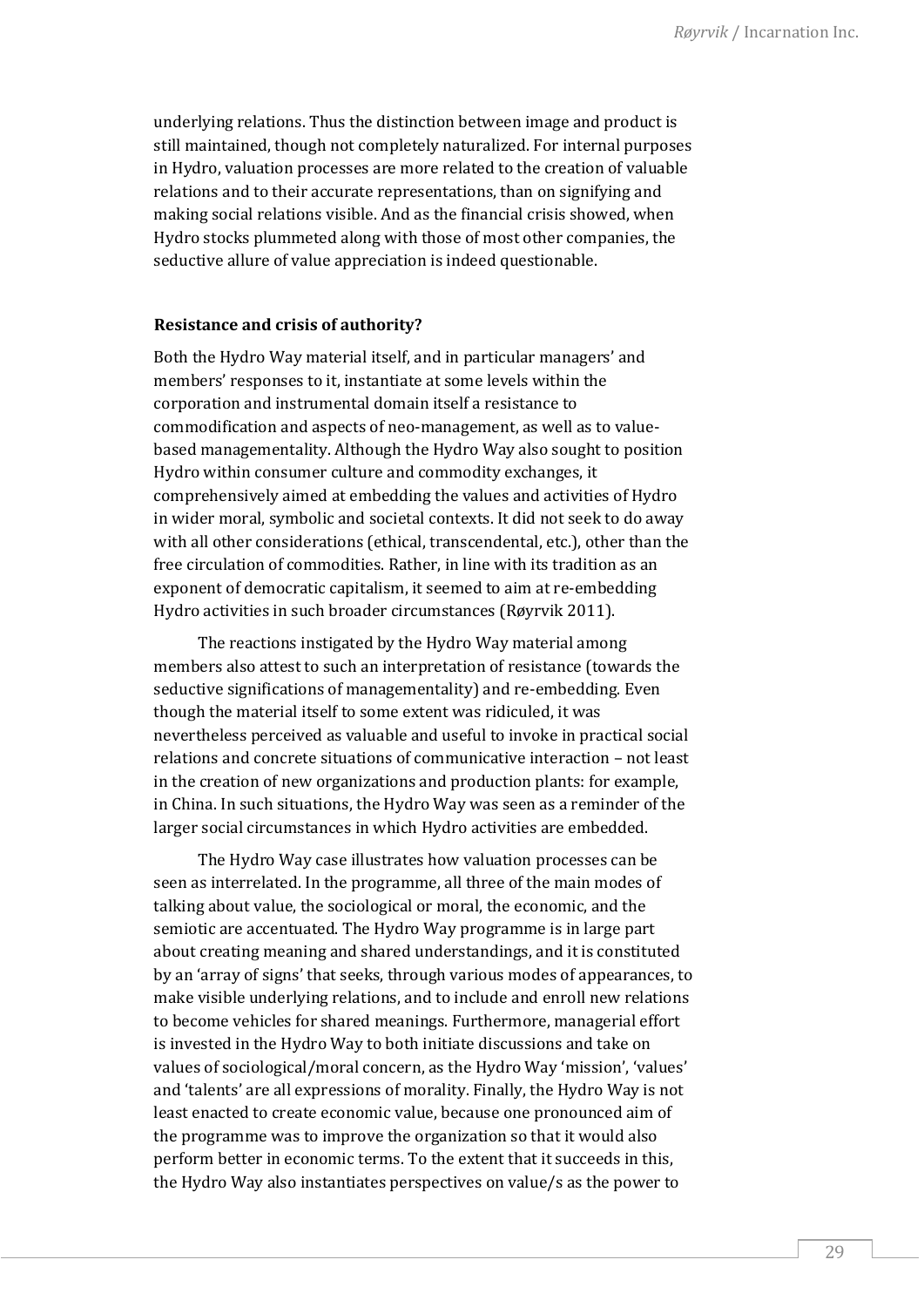underlying relations. Thus the distinction between image and product is still maintained, though not completely naturalized. For internal purposes in Hydro, valuation processes are more related to the creation of valuable relations and to their accurate representations, than on signifying and making social relations visible. And as the financial crisis showed, when Hydro stocks plummeted along with those of most other companies, the seductive allure of value appreciation is indeed questionable.

**Resistance and crisis of authority?**

Both the Hydro Way material itself, and in particular managers' and members' responses to it, instantiate at some levels within the corporation and instrumental domain itself a resistance to commodification and aspects of neo-management, as well as to value-based managementality. Although the Hydro Way also sought to position Hydro within consumer culture and commodity exchanges, it comprehensively aimed at embedding the values and activities of Hydro in wider moral, symbolic and societal contexts. It did not seek to do away with all other considerations (ethical, transcendental, etc.), other than the free circulation of commodities. Rather, in line with its tradition as an exponent of democratic capitalism, it seemed to aim at re-embedding Hydro activities in such broader circumstances (Røyrvik 2011).

The reactions instigated by the Hydro Way material among members also attest to such an interpretation of resistance (towards the seductive significations of managementality) and re-embedding. Even though the material itself to some extent was ridiculed, it was nevertheless perceived as valuable and useful to invoke in practical social relations and concrete situations of communicative interaction – not least in the creation of new organizations and production plants: for example, in China. In such situations, the Hydro Way was seen as a reminder of the larger social circumstances in which Hydro activities are embedded.

The Hydro Way case illustrates how valuation processes can be seen as interrelated. In the programme, all three of the main modes of talking about value, the sociological or moral, the economic, and the semiotic are accentuated. The Hydro Way programme is in large part about creating meaning and shared understandings, and it is constituted by an 'array of signs' that seeks, through various modes of appearances, to make visible underlying relations, and to include and enroll new relations to become vehicles for shared meanings. Furthermore, managerial effort is invested in the Hydro Way to both initiate discussions and take on values of sociological/moral concern, as the Hydro Way 'mission', 'values' and 'talents' are all expressions of morality. Finally, the Hydro Way is not least enacted to create economic value, because one pronounced aim of the programme was to improve the organization so that it would also perform better in economic terms. To the extent that it succeeds in this, the Hydro Way also instantiates perspectives on value/s as the power to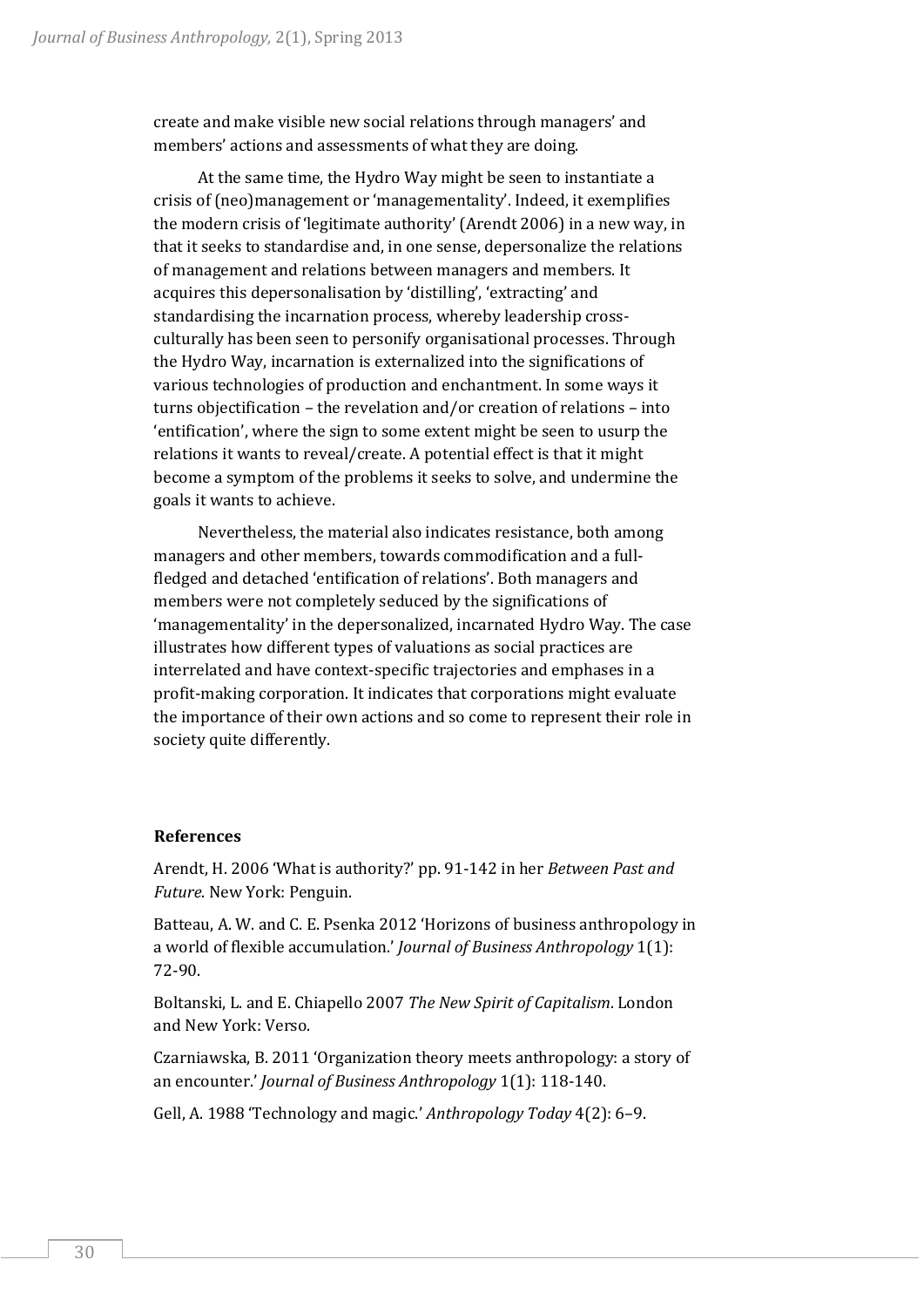create and make visible new social relations through managers' and members' actions and assessments of what they are doing.

At the same time, the Hydro Way might be seen to instantiate a crisis of (neo)management or 'managementality'. Indeed, it exemplifies the modern crisis of 'legitimate authority' (Arendt 2006) in a new way, in that it seeks to standardise and, in one sense, depersonalize the relations of management and relations between managers and members. It acquires this depersonalisation by 'distilling', 'extracting' and standardising the incarnation process, whereby leadership cross-culturally has been seen to personify organisational processes. Through the Hydro Way, incarnation is externalized into the significations of various technologies of production and enchantment. In some ways it turns objectification – the revelation and/or creation of relations – into 'entification', where the sign to some extent might be seen to usurp the relations it wants to reveal/create. A potential effect is that it might become a symptom of the problems it seeks to solve, and undermine the goals it wants to achieve.

Nevertheless, the material also indicates resistance, both among managers and other members, towards commodification and a full-fledged and detached 'entification of relations'. Both managers and members were not completely seduced by the significations of 'managementality' in the depersonalized, incarnated Hydro Way. The case illustrates how different types of valuations as social practices are interrelated and have context-specific trajectories and emphases in a profit-making corporation. It indicates that corporations might evaluate the importance of their own actions and so come to represent their role in society quite differently.

## References

Arendt, H. 2006 'What is authority?' pp. 91-142 in her *Between Past and Future*. New York: Penguin.

Batteau, A. W. and C. E. Psenka 2012 'Horizons of business anthropology in a world of flexible accumulation.' *Journal of Business Anthropology* 1(1): 72-90.

Boltanski, L. and E. Chiapello 2007 *The New Spirit of Capitalism*. London and New York: Verso.

Czarniawska, B. 2011 'Organization theory meets anthropology: a story of an encounter.' *Journal of Business Anthropology* 1(1): 118-140.

Gell, A. 1988 'Technology and magic.' *Anthropology Today* 4(2): 6–9.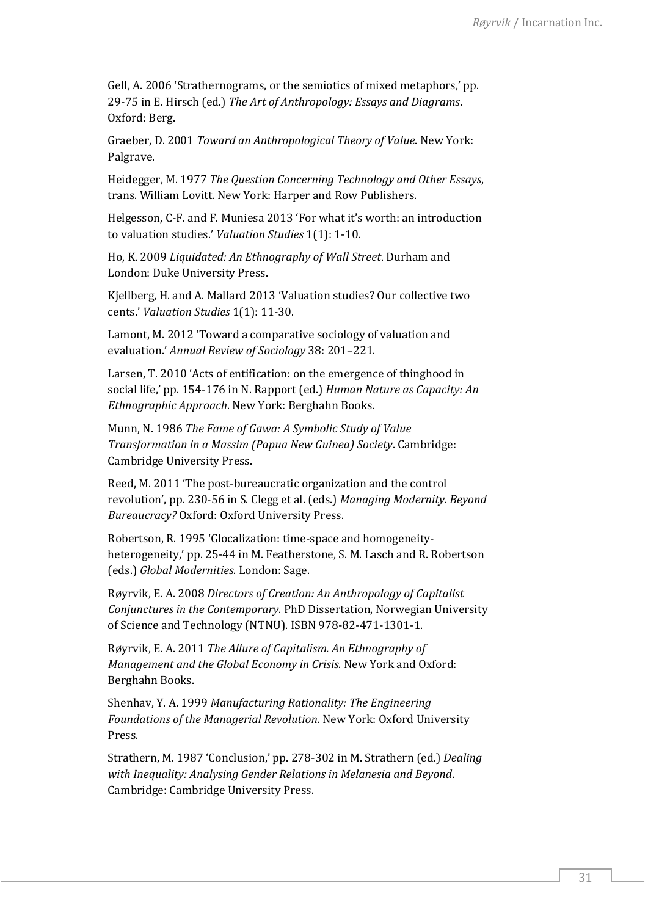Gell, A. 2006 'Strathernograms, or the semiotics of mixed metaphors,' pp. 29-75 in E. Hirsch (ed.) *The Art of Anthropology: Essays and Diagrams*. Oxford: Berg.

Graeber, D. 2001 *Toward an Anthropological Theory of Value*. New York: Palgrave.

Heidegger, M. 1977 *The Question Concerning Technology and Other Essays*, trans. William Lovitt. New York: Harper and Row Publishers.

Helgesson, C-F. and F. Muniesa 2013 'For what it's worth: an introduction to valuation studies.' *Valuation Studies* 1(1): 1-10.

Ho, K. 2009 *Liquidated: An Ethnography of Wall Street*. Durham and London: Duke University Press.

Kjellberg, H. and A. Mallard 2013 'Valuation studies? Our collective two cents.' *Valuation Studies* 1(1): 11-30.

Lamont, M. 2012 'Toward a comparative sociology of valuation and evaluation.' *Annual Review of Sociology* 38: 201–221.

Larsen, T. 2010 'Acts of entification: on the emergence of thinghood in social life,' pp. 154-176 in N. Rapport (ed.) *Human Nature as Capacity: An Ethnographic Approach*. New York: Berghahn Books.

Munn, N. 1986 *The Fame of Gawa: A Symbolic Study of Value Transformation in a Massim (Papua New Guinea) Society*. Cambridge: Cambridge University Press.

Reed, M. 2011 'The post-bureaucratic organization and the control revolution', pp. 230-56 in S. Clegg et al. (eds.) *Managing Modernity. Beyond Bureaucracy?* Oxford: Oxford University Press.

Robertson, R. 1995 'Glocalization: time-space and homogeneity-heterogeneity,' pp. 25-44 in M. Featherstone, S. M. Lasch and R. Robertson (eds.) *Global Modernities*. London: Sage.

Røyrvik, E. A. 2008 *Directors of Creation: An Anthropology of Capitalist Conjunctures in the Contemporary*. PhD Dissertation, Norwegian University of Science and Technology (NTNU). ISBN 978-82-471-1301-1.

Røyrvik, E. A. 2011 *The Allure of Capitalism. An Ethnography of Management and the Global Economy in Crisis*. New York and Oxford: Berghahn Books.

Shenhav, Y. A. 1999 *Manufacturing Rationality: The Engineering Foundations of the Managerial Revolution*. New York: Oxford University Press.

Strathern, M. 1987 'Conclusion,' pp. 278-302 in M. Strathern (ed.) *Dealing with Inequality: Analysing Gender Relations in Melanesia and Beyond*. Cambridge: Cambridge University Press.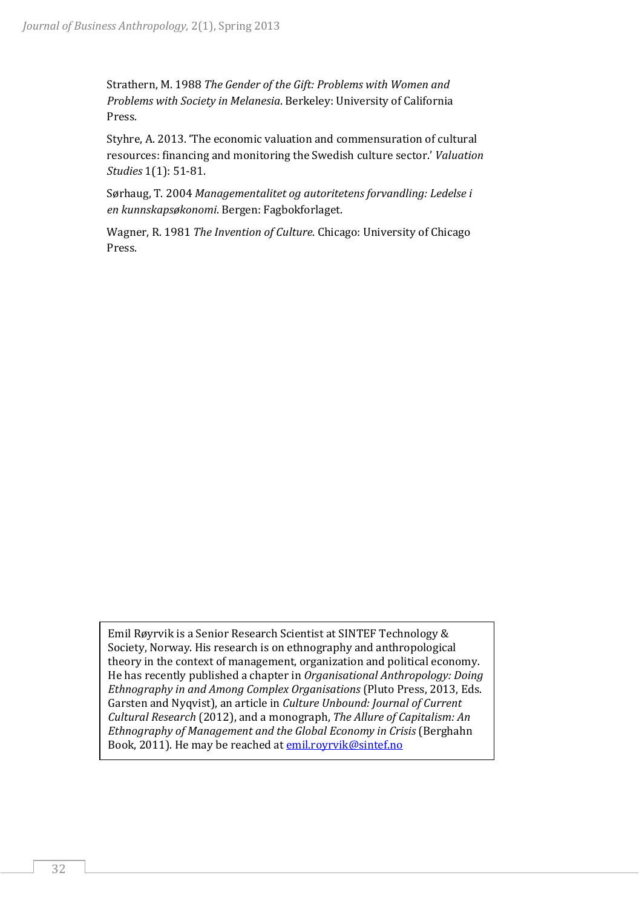Strathern, M. 1988 *The Gender of the Gift: Problems with Women and Problems with Society in Melanesia*. Berkeley: University of California Press.

Styhre, A. 2013. 'The economic valuation and commensuration of cultural resources: financing and monitoring the Swedish culture sector.' *Valuation Studies* 1(1): 51-81.

Sørhaug, T. 2004 *Managementalitet og autoritetens forvandling: Ledelse i en kunnskapsøkonomi*. Bergen: Fagbokforlaget.

Wagner, R. 1981 *The Invention of Culture*. Chicago: University of Chicago Press.

Emil Røyrvik is a Senior Research Scientist at SINTEF Technology & Society, Norway. His research is on ethnography and anthropological theory in the context of management, organization and political economy. He has recently published a chapter in *Organisational Anthropology: Doing Ethnography in and Among Complex Organisations* (Pluto Press, 2013, Eds. Garsten and Nyqvist), an article in *Culture Unbound: Journal of Current Cultural Research* (2012), and a monograph, *The Allure of Capitalism: An Ethnography of Management and the Global Economy in Crisis* (Berghahn Book, 2011). He may be reached at emil.royrvik@sintef.no